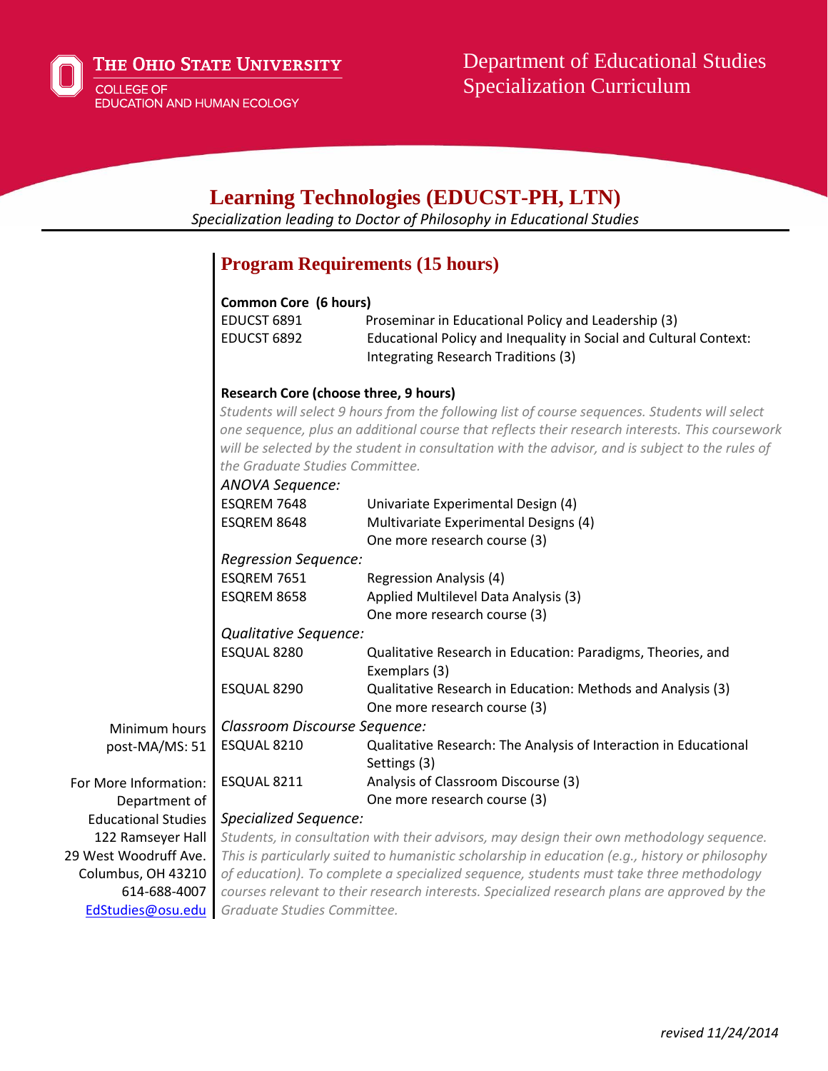The Ohio State University
College of Education and Human Ecology

Department of Educational Studies
Specialization Curriculum

# Learning Technologies (EDUCST-PH, LTN)

*Specialization leading to Doctor of Philosophy in Educational Studies*

## Program Requirements (15 hours)

**Common Core (6 hours)**

| | |
|---|---|
| EDUCST 6891 | Proseminar in Educational Policy and Leadership (3) |
| EDUCST 6892 | Educational Policy and Inequality in Social and Cultural Context: Integrating Research Traditions (3) |

**Research Core (choose three, 9 hours)**

*Students will select 9 hours from the following list of course sequences. Students will select one sequence, plus an additional course that reflects their research interests. This coursework will be selected by the student in consultation with the advisor, and is subject to the rules of the Graduate Studies Committee.*

*ANOVA Sequence:*

| | |
|---|---|
| ESQREM 7648 | Univariate Experimental Design (4) |
| ESQREM 8648 | Multivariate Experimental Designs (4) |
| | One more research course (3) |

*Regression Sequence:*

| | |
|---|---|
| ESQREM 7651 | Regression Analysis (4) |
| ESQREM 8658 | Applied Multilevel Data Analysis (3) |
| | One more research course (3) |

*Qualitative Sequence:*

| | |
|---|---|
| ESQUAL 8280 | Qualitative Research in Education: Paradigms, Theories, and Exemplars (3) |
| ESQUAL 8290 | Qualitative Research in Education: Methods and Analysis (3) |
| | One more research course (3) |

*Classroom Discourse Sequence:*

| | |
|---|---|
| ESQUAL 8210 | Qualitative Research: The Analysis of Interaction in Educational Settings (3) |
| ESQUAL 8211 | Analysis of Classroom Discourse (3) |
| | One more research course (3) |

*Specialized Sequence:*

*Students, in consultation with their advisors, may design their own methodology sequence. This is particularly suited to humanistic scholarship in education (e.g., history or philosophy of education). To complete a specialized sequence, students must take three methodology courses relevant to their research interests. Specialized research plans are approved by the Graduate Studies Committee.*

Minimum hours post-MA/MS: 51

For More Information:
Department of Educational Studies
122 Ramseyer Hall
29 West Woodruff Ave.
Columbus, OH 43210
614-688-4007
EdStudies@osu.edu

*revised 11/24/2014*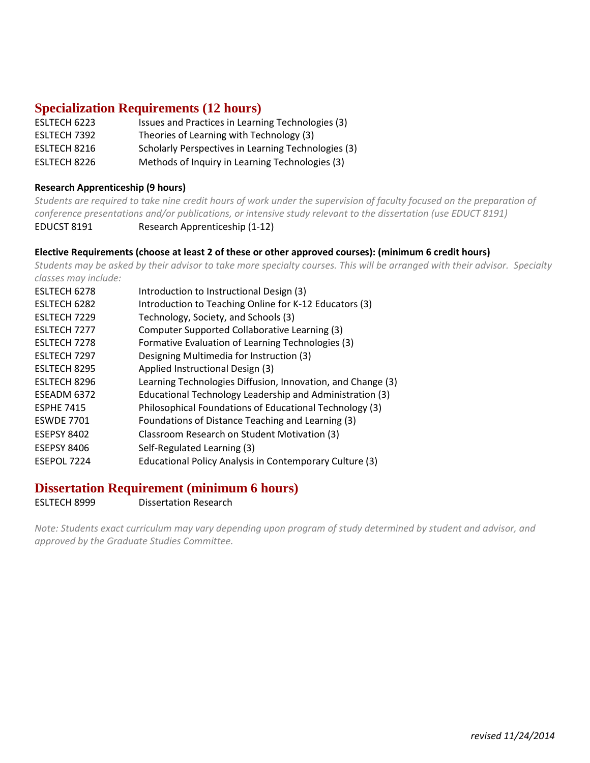## Specialization Requirements (12 hours)

| | |
|---|---|
| ESLTECH 6223 | Issues and Practices in Learning Technologies (3) |
| ESLTECH 7392 | Theories of Learning with Technology (3) |
| ESLTECH 8216 | Scholarly Perspectives in Learning Technologies (3) |
| ESLTECH 8226 | Methods of Inquiry in Learning Technologies (3) |

**Research Apprenticeship (9 hours)**

*Students are required to take nine credit hours of work under the supervision of faculty focused on the preparation of conference presentations and/or publications, or intensive study relevant to the dissertation (use EDUCT 8191)*

| | |
|---|---|
| EDUCST 8191 | Research Apprenticeship (1-12) |

**Elective Requirements (choose at least 2 of these or other approved courses): (minimum 6 credit hours)**

*Students may be asked by their advisor to take more specialty courses. This will be arranged with their advisor. Specialty classes may include:*

| | |
|---|---|
| ESLTECH 6278 | Introduction to Instructional Design (3) |
| ESLTECH 6282 | Introduction to Teaching Online for K-12 Educators (3) |
| ESLTECH 7229 | Technology, Society, and Schools (3) |
| ESLTECH 7277 | Computer Supported Collaborative Learning (3) |
| ESLTECH 7278 | Formative Evaluation of Learning Technologies (3) |
| ESLTECH 7297 | Designing Multimedia for Instruction (3) |
| ESLTECH 8295 | Applied Instructional Design (3) |
| ESLTECH 8296 | Learning Technologies Diffusion, Innovation, and Change (3) |
| ESEADM 6372 | Educational Technology Leadership and Administration (3) |
| ESPHE 7415 | Philosophical Foundations of Educational Technology (3) |
| ESWDE 7701 | Foundations of Distance Teaching and Learning (3) |
| ESEPSY 8402 | Classroom Research on Student Motivation (3) |
| ESEPSY 8406 | Self-Regulated Learning (3) |
| ESEPOL 7224 | Educational Policy Analysis in Contemporary Culture (3) |

## Dissertation Requirement (minimum 6 hours)

| | |
|---|---|
| ESLTECH 8999 | Dissertation Research |

*Note: Students exact curriculum may vary depending upon program of study determined by student and advisor, and approved by the Graduate Studies Committee.*

*revised 11/24/2014*